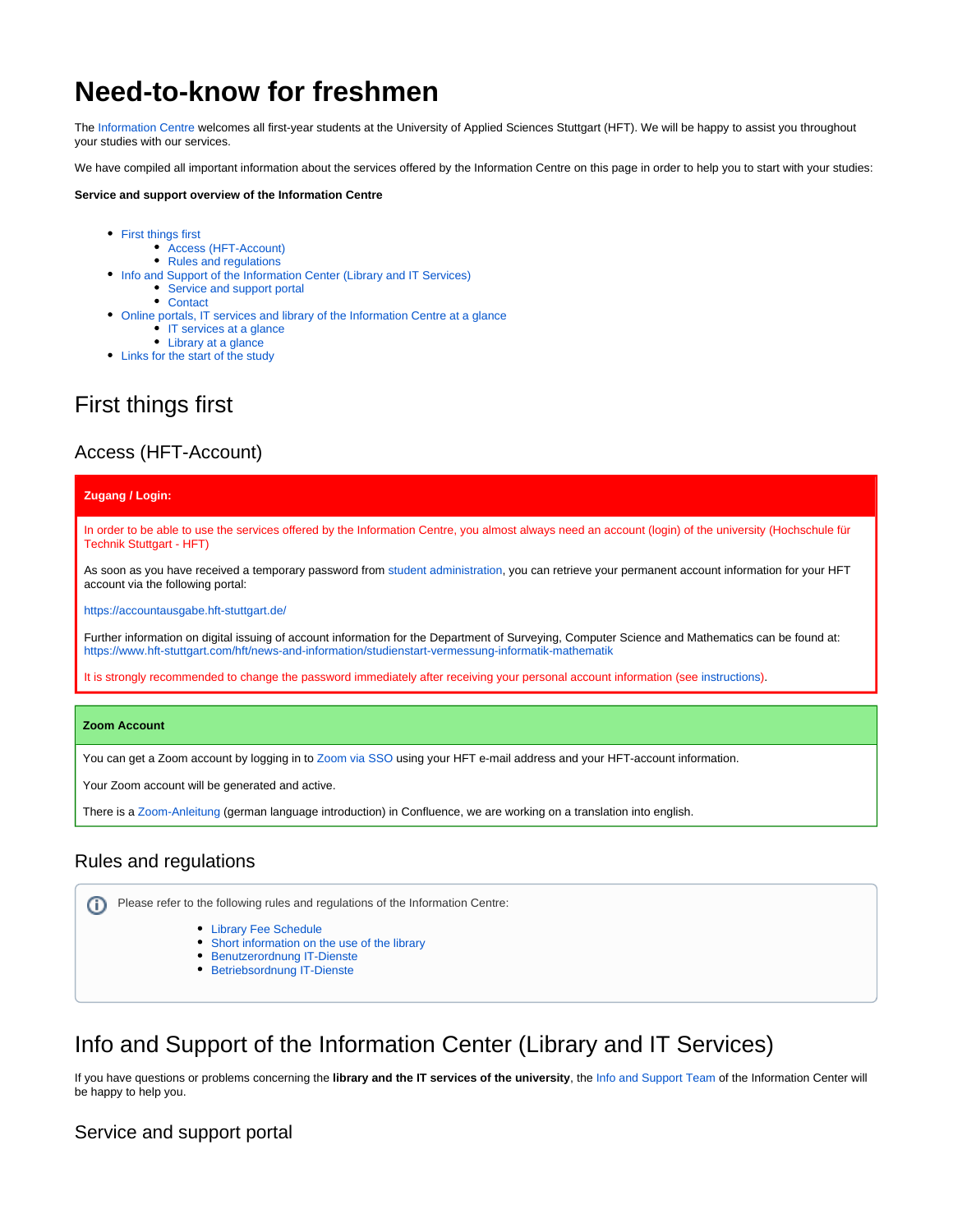# Need-to-know for freshmen

The Information Centre welcomes all first-year students at the University of Applied Sciences Stuttgart (HFT). We will be happy to assist you throughout your studies with our services.

We have compiled all important information about the services offered by the Information Centre on this page in order to help you to start with your studies:

**Service and support overview of the Information Centre**

- First things first
  - Access (HFT-Account)
  - Rules and regulations
- Info and Support of the Information Center (Library and IT Services)
  - Service and support portal
  - Contact
- Online portals, IT services and library of the Information Centre at a glance
  - IT services at a glance
  - Library at a glance
- Links for the start of the study

# First things first

## Access (HFT-Account)

**Zugang / Login:**

In order to be able to use the services offered by the Information Centre, you almost always need an account (login) of the university (Hochschule für Technik Stuttgart - HFT)

As soon as you have received a temporary password from student administration, you can retrieve your permanent account information for your HFT account via the following portal:

https://accountausgabe.hft-stuttgart.de/

Further information on digital issuing of account information for the Department of Surveying, Computer Science and Mathematics can be found at: https://www.hft-stuttgart.com/hft/news-and-information/studienstart-vermessung-informatik-mathematik

It is strongly recommended to change the password immediately after receiving your personal account information (see instructions).

**Zoom Account**

You can get a Zoom account by logging in to Zoom via SSO using your HFT e-mail address and your HFT-account information.

Your Zoom account will be generated and active.

There is a Zoom-Anleitung (german language introduction) in Confluence, we are working on a translation into english.

## Rules and regulations

Please refer to the following rules and regulations of the Information Centre:

- Library Fee Schedule
- Short information on the use of the library
- Benutzerordnung IT-Dienste
- Betriebsordnung IT-Dienste

# Info and Support of the Information Center (Library and IT Services)

If you have questions or problems concerning the **library and the IT services of the university**, the Info and Support Team of the Information Center will be happy to help you.

## Service and support portal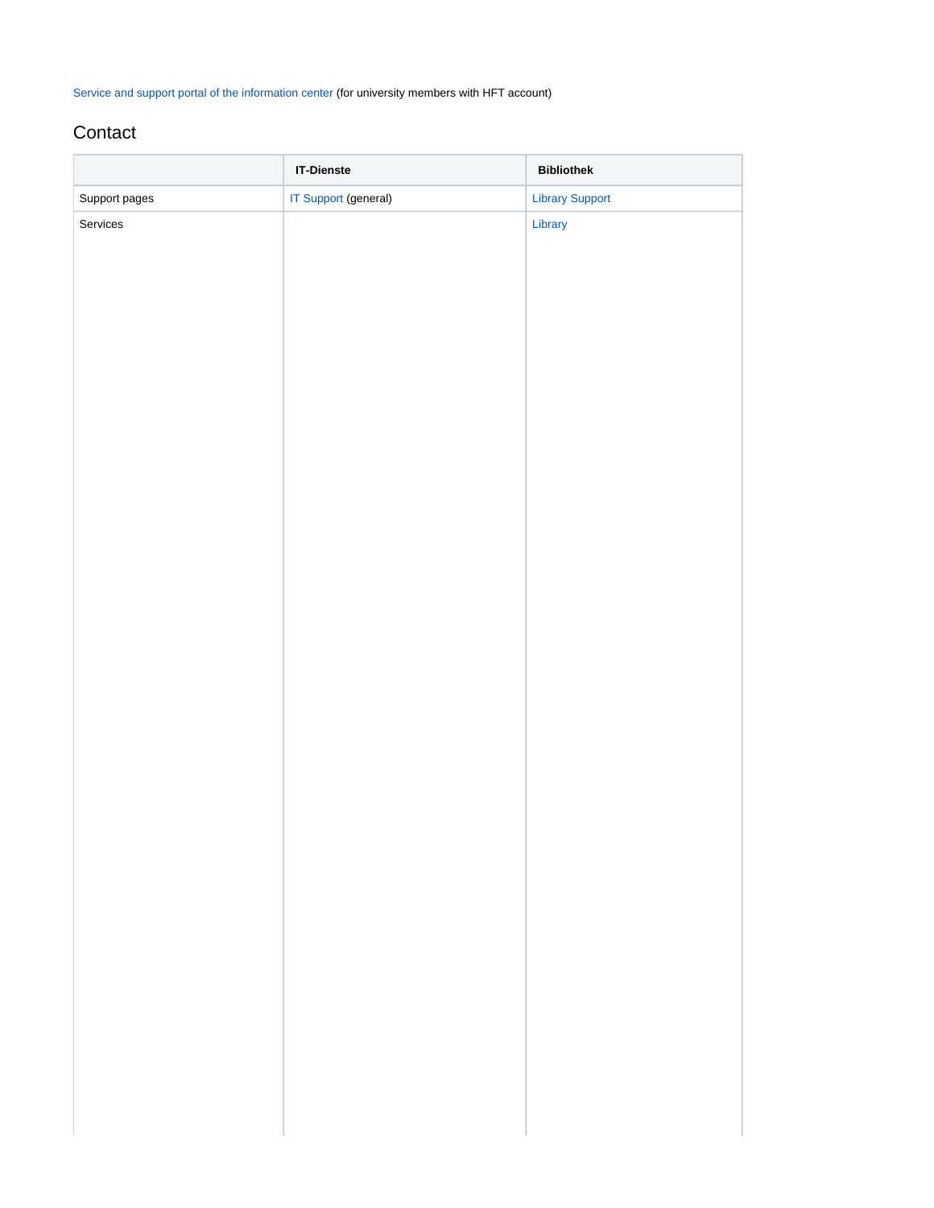Service and support portal of the information center (for university members with HFT account)

## Contact

| | IT-Dienste | Bibliothek |
| --- | --- | --- |
| Support pages | IT Support (general) | Library Support |
| Services | | Library |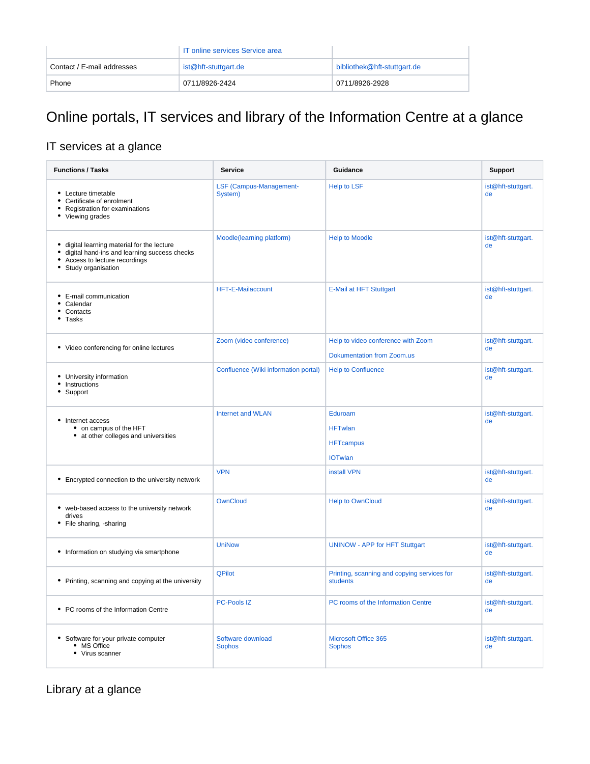| | IT online services Service area | |
|---|---|---|
| Contact / E-mail addresses | ist@hft-stuttgart.de | bibliothek@hft-stuttgart.de |
| Phone | 0711/8926-2424 | 0711/8926-2928 |

# Online portals, IT services and library of the Information Centre at a glance

## IT services at a glance

| Functions / Tasks | Service | Guidance | Support |
|---|---|---|---|
| • Lecture timetable<br>• Certificate of enrolment<br>• Registration for examinations<br>• Viewing grades | LSF (Campus-Management-System) | Help to LSF | ist@hft-stuttgart.de |
| • digital learning material for the lecture<br>• digital hand-ins and learning success checks<br>• Access to lecture recordings<br>• Study organisation | Moodle(learning platform) | Help to Moodle | ist@hft-stuttgart.de |
| • E-mail communication<br>• Calendar<br>• Contacts<br>• Tasks | HFT-E-Mailaccount | E-Mail at HFT Stuttgart | ist@hft-stuttgart.de |
| • Video conferencing for online lectures | Zoom (video conference) | Help to video conference with Zoom<br><br>Dokumentation from Zoom.us | ist@hft-stuttgart.de |
| • University information<br>• Instructions<br>• Support | Confluence (Wiki information portal) | Help to Confluence | ist@hft-stuttgart.de |
| • Internet access<br>  • on campus of the HFT<br>  • at other colleges and universities | Internet and WLAN | Eduroam<br><br>HFTwlan<br><br>HFTcampus<br><br>IOTwlan | ist@hft-stuttgart.de |
| • Encrypted connection to the university network | VPN | install VPN | ist@hft-stuttgart.de |
| • web-based access to the university network drives<br>• File sharing, -sharing | OwnCloud | Help to OwnCloud | ist@hft-stuttgart.de |
| • Information on studying via smartphone | UniNow | UNINOW - APP for HFT Stuttgart | ist@hft-stuttgart.de |
| • Printing, scanning and copying at the university | QPilot | Printing, scanning and copying services for students | ist@hft-stuttgart.de |
| • PC rooms of the Information Centre | PC-Pools IZ | PC rooms of the Information Centre | ist@hft-stuttgart.de |
| • Software for your private computer<br>  • MS Office<br>  • Virus scanner | Software download<br>Sophos | Microsoft Office 365<br>Sophos | ist@hft-stuttgart.de |

## Library at a glance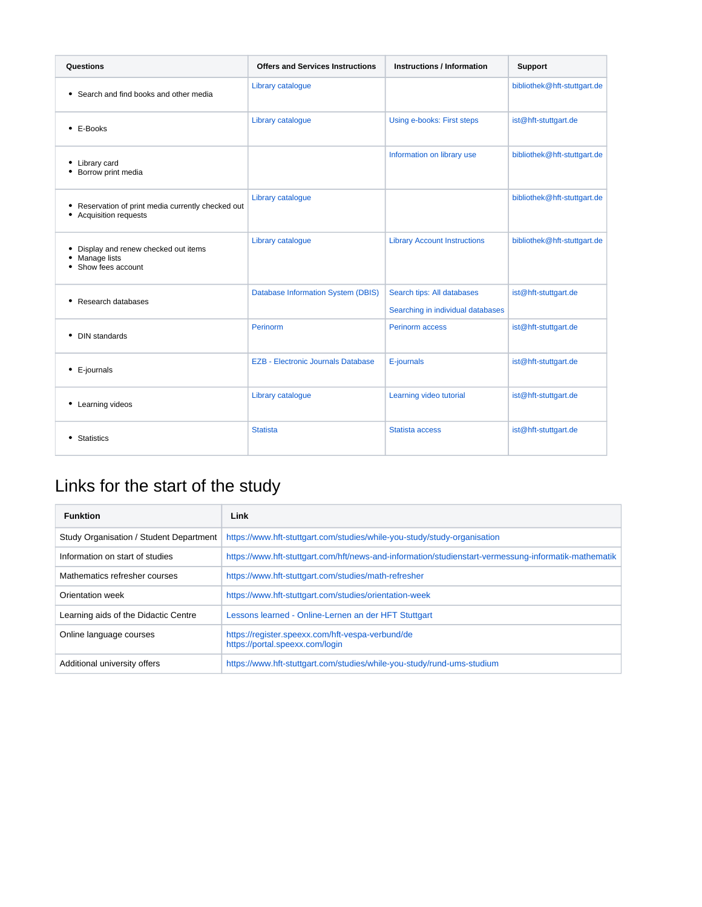| Questions | Offers and Services Instructions | Instructions / Information | Support |
|---|---|---|---|
| • Search and find books and other media | Library catalogue | | bibliothek@hft-stuttgart.de |
| • E-Books | Library catalogue | Using e-books: First steps | ist@hft-stuttgart.de |
| • Library card<br>• Borrow print media | | Information on library use | bibliothek@hft-stuttgart.de |
| • Reservation of print media currently checked out<br>• Acquisition requests | Library catalogue | | bibliothek@hft-stuttgart.de |
| • Display and renew checked out items<br>• Manage lists<br>• Show fees account | Library catalogue | Library Account Instructions | bibliothek@hft-stuttgart.de |
| • Research databases | Database Information System (DBIS) | Search tips: All databases<br>Searching in individual databases | ist@hft-stuttgart.de |
| • DIN standards | Perinorm | Perinorm access | ist@hft-stuttgart.de |
| • E-journals | EZB - Electronic Journals Database | E-journals | ist@hft-stuttgart.de |
| • Learning videos | Library catalogue | Learning video tutorial | ist@hft-stuttgart.de |
| • Statistics | Statista | Statista access | ist@hft-stuttgart.de |

# Links for the start of the study

| Funktion | Link |
|---|---|
| Study Organisation / Student Department | https://www.hft-stuttgart.com/studies/while-you-study/study-organisation |
| Information on start of studies | https://www.hft-stuttgart.com/hft/news-and-information/studienstart-vermessung-informatik-mathematik |
| Mathematics refresher courses | https://www.hft-stuttgart.com/studies/math-refresher |
| Orientation week | https://www.hft-stuttgart.com/studies/orientation-week |
| Learning aids of the Didactic Centre | Lessons learned - Online-Lernen an der HFT Stuttgart |
| Online language courses | https://register.speexx.com/hft-vespa-verbund/de<br>https://portal.speexx.com/login |
| Additional university offers | https://www.hft-stuttgart.com/studies/while-you-study/rund-ums-studium |